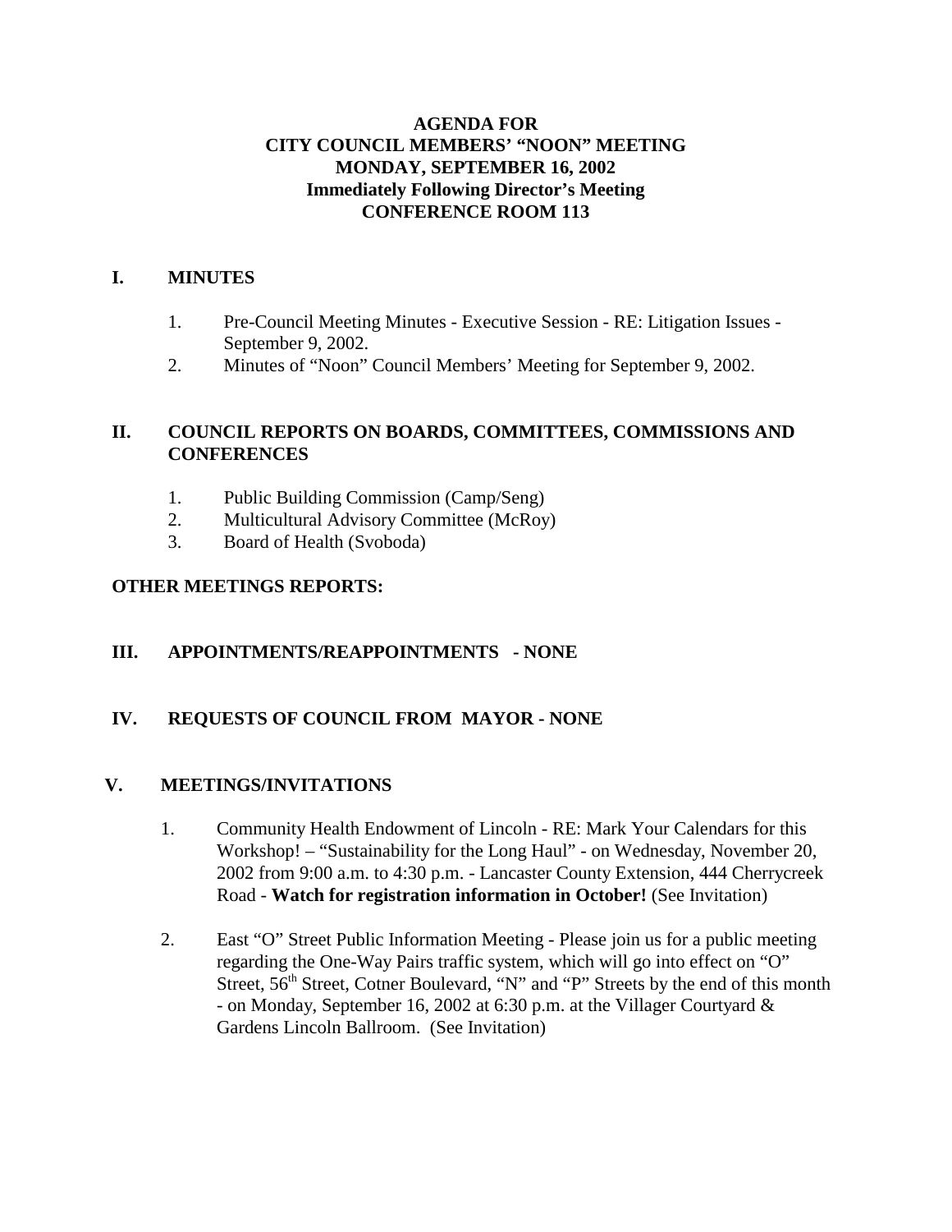**AGENDA FOR**
**CITY COUNCIL MEMBERS' "NOON" MEETING**
**MONDAY, SEPTEMBER 16, 2002**
**Immediately Following Director's Meeting**
**CONFERENCE ROOM 113**

## I. MINUTES

1. Pre-Council Meeting Minutes - Executive Session - RE: Litigation Issues - September 9, 2002.
2. Minutes of "Noon" Council Members' Meeting for September 9, 2002.

## II. COUNCIL REPORTS ON BOARDS, COMMITTEES, COMMISSIONS AND CONFERENCES

1. Public Building Commission (Camp/Seng)
2. Multicultural Advisory Committee (McRoy)
3. Board of Health (Svoboda)

**OTHER MEETINGS REPORTS:**

## III. APPOINTMENTS/REAPPOINTMENTS - NONE

## IV. REQUESTS OF COUNCIL FROM MAYOR - NONE

## V. MEETINGS/INVITATIONS

1. Community Health Endowment of Lincoln - RE: Mark Your Calendars for this Workshop! – "Sustainability for the Long Haul" - on Wednesday, November 20, 2002 from 9:00 a.m. to 4:30 p.m. - Lancaster County Extension, 444 Cherrycreek Road - **Watch for registration information in October!** (See Invitation)

2. East "O" Street Public Information Meeting - Please join us for a public meeting regarding the One-Way Pairs traffic system, which will go into effect on "O" Street, 56th Street, Cotner Boulevard, "N" and "P" Streets by the end of this month - on Monday, September 16, 2002 at 6:30 p.m. at the Villager Courtyard & Gardens Lincoln Ballroom. (See Invitation)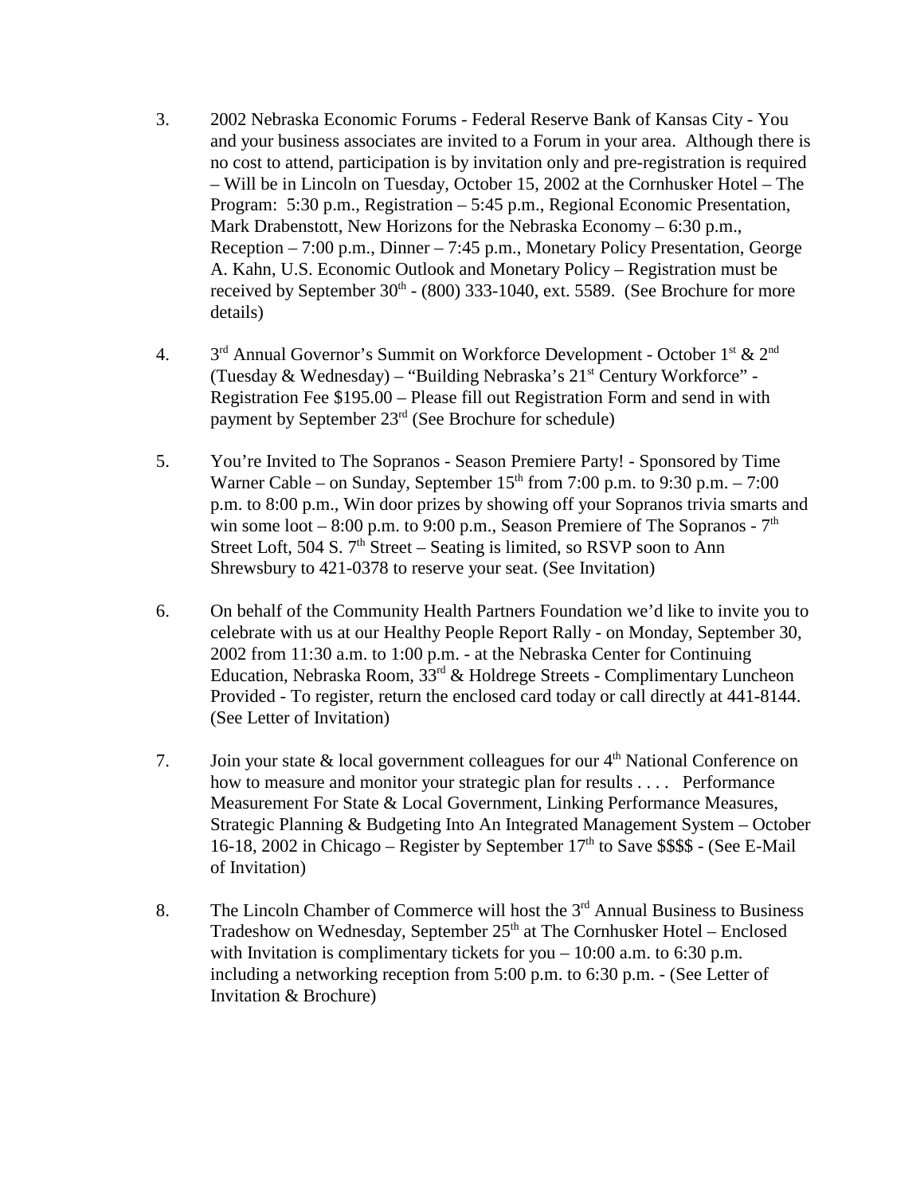3. 2002 Nebraska Economic Forums - Federal Reserve Bank of Kansas City - You and your business associates are invited to a Forum in your area. Although there is no cost to attend, participation is by invitation only and pre-registration is required – Will be in Lincoln on Tuesday, October 15, 2002 at the Cornhusker Hotel – The Program: 5:30 p.m., Registration – 5:45 p.m., Regional Economic Presentation, Mark Drabenstott, New Horizons for the Nebraska Economy – 6:30 p.m., Reception – 7:00 p.m., Dinner – 7:45 p.m., Monetary Policy Presentation, George A. Kahn, U.S. Economic Outlook and Monetary Policy – Registration must be received by September 30th - (800) 333-1040, ext. 5589. (See Brochure for more details)

4. 3rd Annual Governor's Summit on Workforce Development - October 1st & 2nd (Tuesday & Wednesday) – "Building Nebraska's 21st Century Workforce" - Registration Fee $195.00 – Please fill out Registration Form and send in with payment by September 23rd (See Brochure for schedule)

5. You're Invited to The Sopranos - Season Premiere Party! - Sponsored by Time Warner Cable – on Sunday, September 15th from 7:00 p.m. to 9:30 p.m. – 7:00 p.m. to 8:00 p.m., Win door prizes by showing off your Sopranos trivia smarts and win some loot – 8:00 p.m. to 9:00 p.m., Season Premiere of The Sopranos - 7th Street Loft, 504 S. 7th Street – Seating is limited, so RSVP soon to Ann Shrewsbury to 421-0378 to reserve your seat. (See Invitation)

6. On behalf of the Community Health Partners Foundation we'd like to invite you to celebrate with us at our Healthy People Report Rally - on Monday, September 30, 2002 from 11:30 a.m. to 1:00 p.m. - at the Nebraska Center for Continuing Education, Nebraska Room, 33rd & Holdrege Streets - Complimentary Luncheon Provided - To register, return the enclosed card today or call directly at 441-8144. (See Letter of Invitation)

7. Join your state & local government colleagues for our 4th National Conference on how to measure and monitor your strategic plan for results . . . . Performance Measurement For State & Local Government, Linking Performance Measures, Strategic Planning & Budgeting Into An Integrated Management System – October 16-18, 2002 in Chicago – Register by September 17th to Save $$$$ - (See E-Mail of Invitation)

8. The Lincoln Chamber of Commerce will host the 3rd Annual Business to Business Tradeshow on Wednesday, September 25th at The Cornhusker Hotel – Enclosed with Invitation is complimentary tickets for you – 10:00 a.m. to 6:30 p.m. including a networking reception from 5:00 p.m. to 6:30 p.m. - (See Letter of Invitation & Brochure)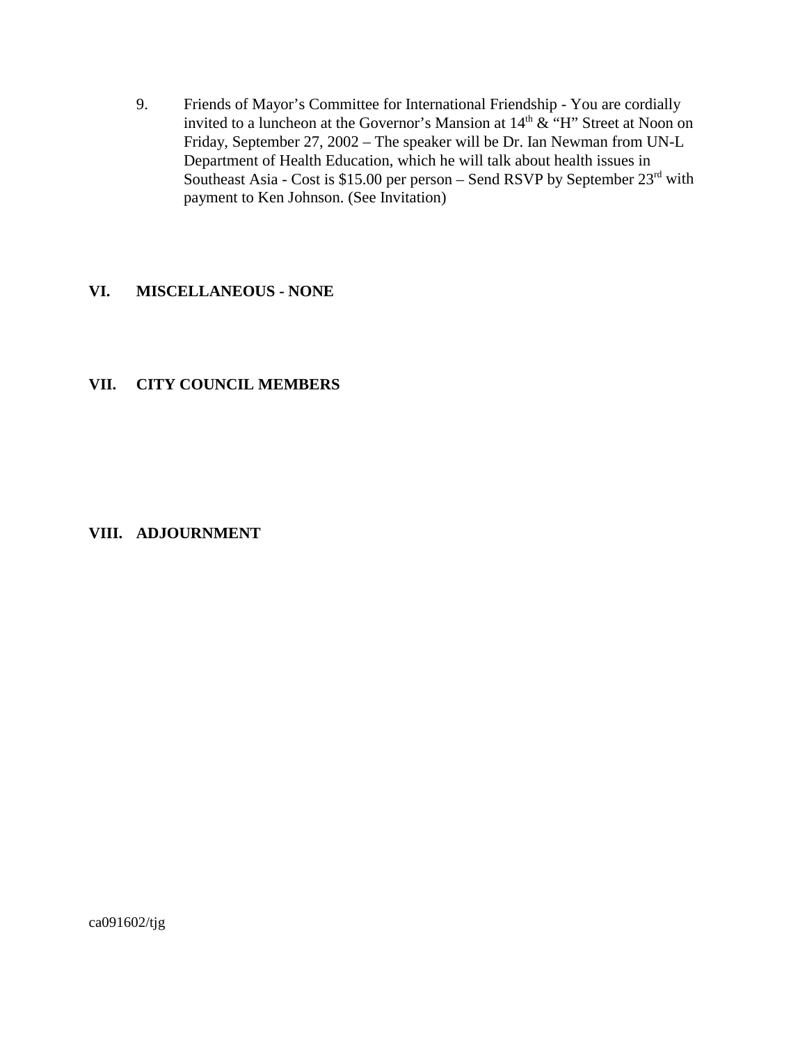9. Friends of Mayor's Committee for International Friendship - You are cordially invited to a luncheon at the Governor's Mansion at 14th & "H" Street at Noon on Friday, September 27, 2002 – The speaker will be Dr. Ian Newman from UN-L Department of Health Education, which he will talk about health issues in Southeast Asia - Cost is $15.00 per person – Send RSVP by September 23rd with payment to Ken Johnson. (See Invitation)

## VI. MISCELLANEOUS - NONE

## VII. CITY COUNCIL MEMBERS

## VIII. ADJOURNMENT

ca091602/tjg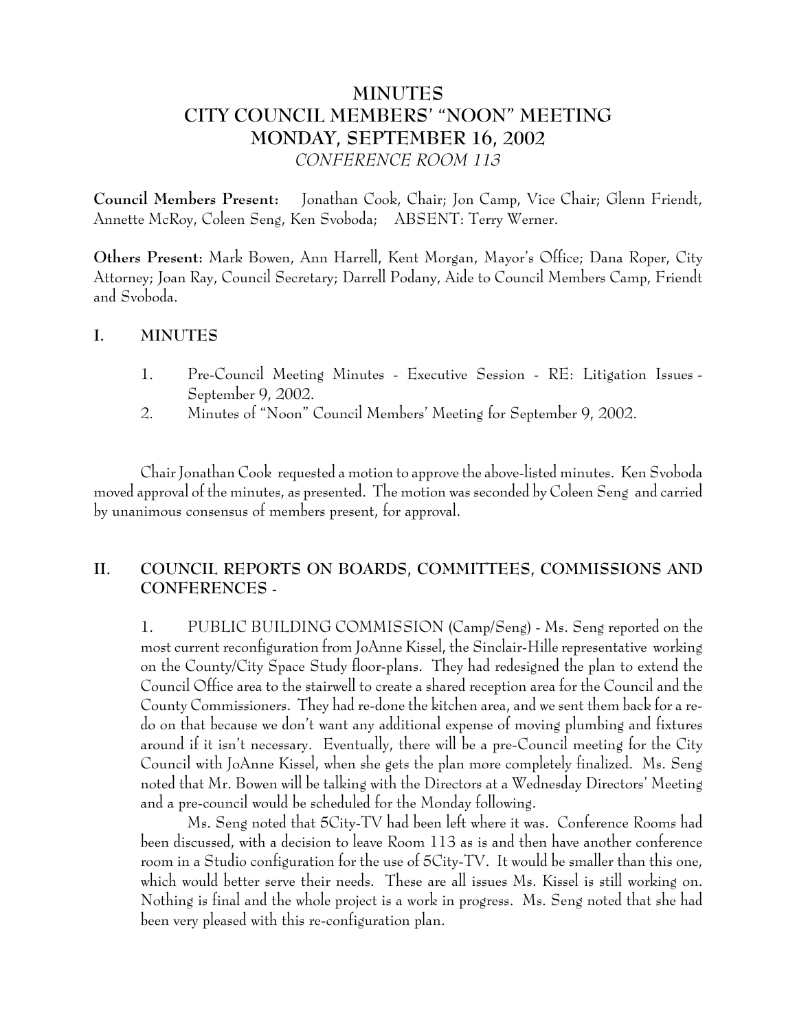# MINUTES
# CITY COUNCIL MEMBERS' "NOON" MEETING
# MONDAY, SEPTEMBER 16, 2002
*CONFERENCE ROOM 113*

**Council Members Present:** Jonathan Cook, Chair; Jon Camp, Vice Chair; Glenn Friendt, Annette McRoy, Coleen Seng, Ken Svoboda; ABSENT: Terry Werner.

**Others Present:** Mark Bowen, Ann Harrell, Kent Morgan, Mayor's Office; Dana Roper, City Attorney; Joan Ray, Council Secretary; Darrell Podany, Aide to Council Members Camp, Friendt and Svoboda.

## I. MINUTES

1. Pre-Council Meeting Minutes - Executive Session - RE: Litigation Issues - September 9, 2002.
2. Minutes of "Noon" Council Members' Meeting for September 9, 2002.

Chair Jonathan Cook requested a motion to approve the above-listed minutes. Ken Svoboda moved approval of the minutes, as presented. The motion was seconded by Coleen Seng and carried by unanimous consensus of members present, for approval.

## II. COUNCIL REPORTS ON BOARDS, COMMITTEES, COMMISSIONS AND CONFERENCES -

1. PUBLIC BUILDING COMMISSION (Camp/Seng) - Ms. Seng reported on the most current reconfiguration from JoAnne Kissel, the Sinclair-Hille representative working on the County/City Space Study floor-plans. They had redesigned the plan to extend the Council Office area to the stairwell to create a shared reception area for the Council and the County Commissioners. They had re-done the kitchen area, and we sent them back for a re-do on that because we don't want any additional expense of moving plumbing and fixtures around if it isn't necessary. Eventually, there will be a pre-Council meeting for the City Council with JoAnne Kissel, when she gets the plan more completely finalized. Ms. Seng noted that Mr. Bowen will be talking with the Directors at a Wednesday Directors' Meeting and a pre-council would be scheduled for the Monday following.

Ms. Seng noted that 5City-TV had been left where it was. Conference Rooms had been discussed, with a decision to leave Room 113 as is and then have another conference room in a Studio configuration for the use of 5City-TV. It would be smaller than this one, which would better serve their needs. These are all issues Ms. Kissel is still working on. Nothing is final and the whole project is a work in progress. Ms. Seng noted that she had been very pleased with this re-configuration plan.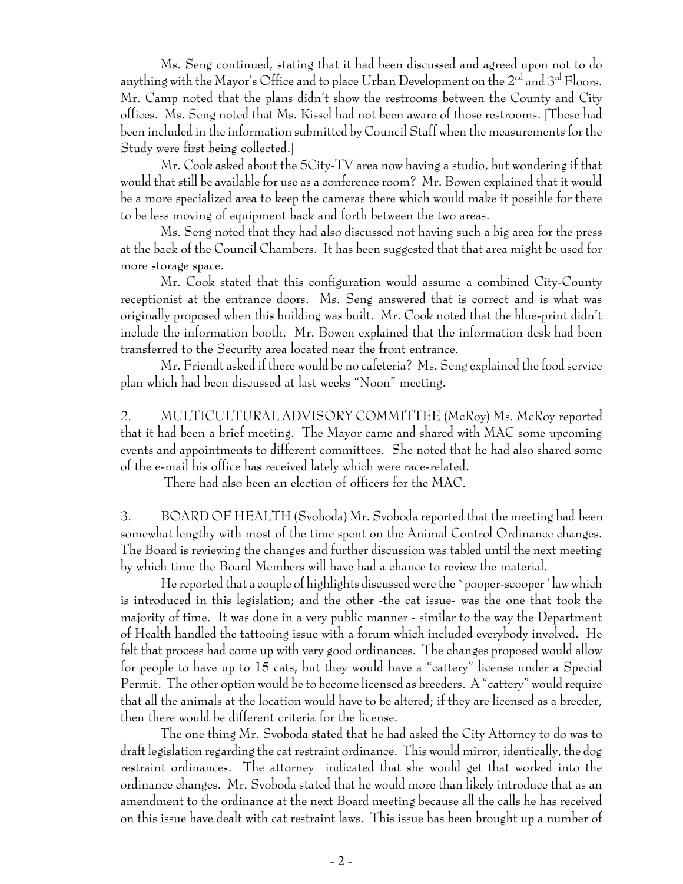Ms. Seng continued, stating that it had been discussed and agreed upon not to do anything with the Mayor's Office and to place Urban Development on the 2nd and 3rd Floors. Mr. Camp noted that the plans didn't show the restrooms between the County and City offices. Ms. Seng noted that Ms. Kissel had not been aware of those restrooms. [These had been included in the information submitted by Council Staff when the measurements for the Study were first being collected.]

Mr. Cook asked about the 5City-TV area now having a studio, but wondering if that would that still be available for use as a conference room? Mr. Bowen explained that it would be a more specialized area to keep the cameras there which would make it possible for there to be less moving of equipment back and forth between the two areas.

Ms. Seng noted that they had also discussed not having such a big area for the press at the back of the Council Chambers. It has been suggested that that area might be used for more storage space.

Mr. Cook stated that this configuration would assume a combined City-County receptionist at the entrance doors. Ms. Seng answered that is correct and is what was originally proposed when this building was built. Mr. Cook noted that the blue-print didn't include the information booth. Mr. Bowen explained that the information desk had been transferred to the Security area located near the front entrance.

Mr. Friendt asked if there would be no cafeteria? Ms. Seng explained the food service plan which had been discussed at last weeks "Noon" meeting.

2. MULTICULTURAL ADVISORY COMMITTEE (McRoy) Ms. McRoy reported that it had been a brief meeting. The Mayor came and shared with MAC some upcoming events and appointments to different committees. She noted that he had also shared some of the e-mail his office has received lately which were race-related.

There had also been an election of officers for the MAC.

3. BOARD OF HEALTH (Svoboda) Mr. Svoboda reported that the meeting had been somewhat lengthy with most of the time spent on the Animal Control Ordinance changes. The Board is reviewing the changes and further discussion was tabled until the next meeting by which time the Board Members will have had a chance to review the material.

He reported that a couple of highlights discussed were the `pooper-scooper ' law which is introduced in this legislation; and the other -the cat issue- was the one that took the majority of time. It was done in a very public manner - similar to the way the Department of Health handled the tattooing issue with a forum which included everybody involved. He felt that process had come up with very good ordinances. The changes proposed would allow for people to have up to 15 cats, but they would have a "cattery" license under a Special Permit. The other option would be to become licensed as breeders. A "cattery" would require that all the animals at the location would have to be altered; if they are licensed as a breeder, then there would be different criteria for the license.

The one thing Mr. Svoboda stated that he had asked the City Attorney to do was to draft legislation regarding the cat restraint ordinance. This would mirror, identically, the dog restraint ordinances. The attorney indicated that she would get that worked into the ordinance changes. Mr. Svoboda stated that he would more than likely introduce that as an amendment to the ordinance at the next Board meeting because all the calls he has received on this issue have dealt with cat restraint laws. This issue has been brought up a number of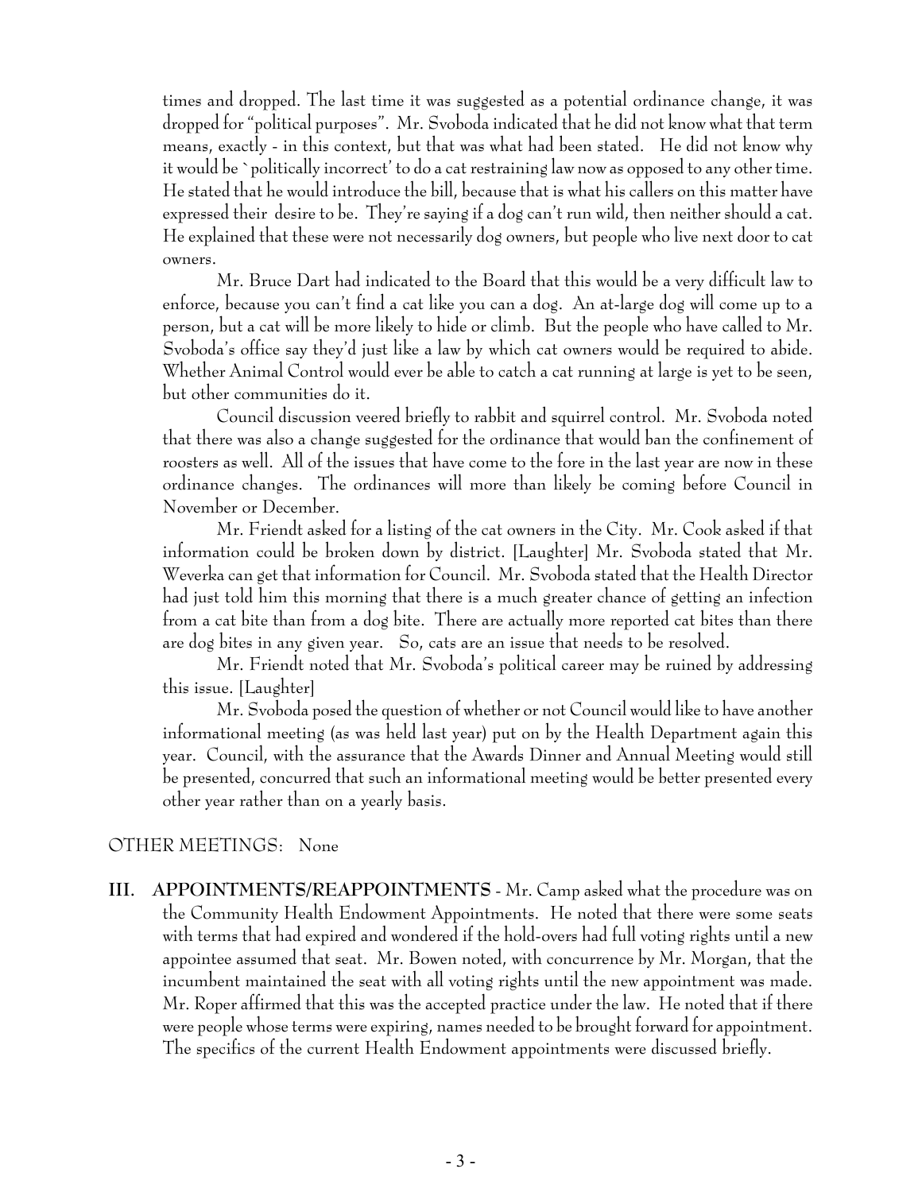times and dropped. The last time it was suggested as a potential ordinance change, it was dropped for "political purposes". Mr. Svoboda indicated that he did not know what that term means, exactly - in this context, but that was what had been stated. He did not know why it would be `politically incorrect' to do a cat restraining law now as opposed to any other time. He stated that he would introduce the bill, because that is what his callers on this matter have expressed their desire to be. They're saying if a dog can't run wild, then neither should a cat. He explained that these were not necessarily dog owners, but people who live next door to cat owners.

Mr. Bruce Dart had indicated to the Board that this would be a very difficult law to enforce, because you can't find a cat like you can a dog. An at-large dog will come up to a person, but a cat will be more likely to hide or climb. But the people who have called to Mr. Svoboda's office say they'd just like a law by which cat owners would be required to abide. Whether Animal Control would ever be able to catch a cat running at large is yet to be seen, but other communities do it.

Council discussion veered briefly to rabbit and squirrel control. Mr. Svoboda noted that there was also a change suggested for the ordinance that would ban the confinement of roosters as well. All of the issues that have come to the fore in the last year are now in these ordinance changes. The ordinances will more than likely be coming before Council in November or December.

Mr. Friendt asked for a listing of the cat owners in the City. Mr. Cook asked if that information could be broken down by district. [Laughter] Mr. Svoboda stated that Mr. Weverka can get that information for Council. Mr. Svoboda stated that the Health Director had just told him this morning that there is a much greater chance of getting an infection from a cat bite than from a dog bite. There are actually more reported cat bites than there are dog bites in any given year. So, cats are an issue that needs to be resolved.

Mr. Friendt noted that Mr. Svoboda's political career may be ruined by addressing this issue. [Laughter]

Mr. Svoboda posed the question of whether or not Council would like to have another informational meeting (as was held last year) put on by the Health Department again this year. Council, with the assurance that the Awards Dinner and Annual Meeting would still be presented, concurred that such an informational meeting would be better presented every other year rather than on a yearly basis.

OTHER MEETINGS: None

**III. APPOINTMENTS/REAPPOINTMENTS** - Mr. Camp asked what the procedure was on the Community Health Endowment Appointments. He noted that there were some seats with terms that had expired and wondered if the hold-overs had full voting rights until a new appointee assumed that seat. Mr. Bowen noted, with concurrence by Mr. Morgan, that the incumbent maintained the seat with all voting rights until the new appointment was made. Mr. Roper affirmed that this was the accepted practice under the law. He noted that if there were people whose terms were expiring, names needed to be brought forward for appointment. The specifics of the current Health Endowment appointments were discussed briefly.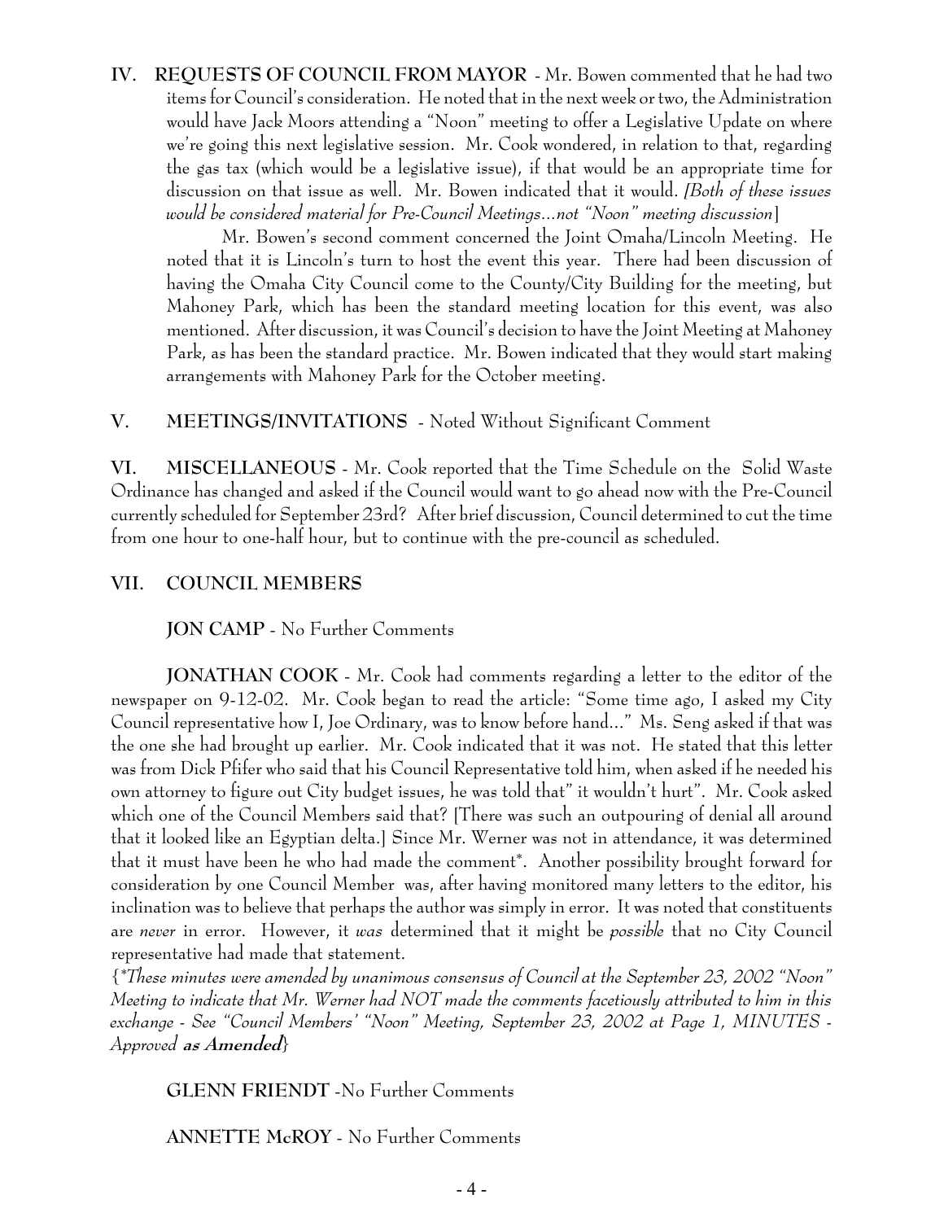**IV. REQUESTS OF COUNCIL FROM MAYOR** - Mr. Bowen commented that he had two items for Council's consideration. He noted that in the next week or two, the Administration would have Jack Moors attending a "Noon" meeting to offer a Legislative Update on where we're going this next legislative session. Mr. Cook wondered, in relation to that, regarding the gas tax (which would be a legislative issue), if that would be an appropriate time for discussion on that issue as well. Mr. Bowen indicated that it would. *[Both of these issues would be considered material for Pre-Council Meetings...not "Noon" meeting discussion]*

Mr. Bowen's second comment concerned the Joint Omaha/Lincoln Meeting. He noted that it is Lincoln's turn to host the event this year. There had been discussion of having the Omaha City Council come to the County/City Building for the meeting, but Mahoney Park, which has been the standard meeting location for this event, was also mentioned. After discussion, it was Council's decision to have the Joint Meeting at Mahoney Park, as has been the standard practice. Mr. Bowen indicated that they would start making arrangements with Mahoney Park for the October meeting.

**V. MEETINGS/INVITATIONS** - Noted Without Significant Comment

**VI. MISCELLANEOUS** - Mr. Cook reported that the Time Schedule on the Solid Waste Ordinance has changed and asked if the Council would want to go ahead now with the Pre-Council currently scheduled for September 23rd? After brief discussion, Council determined to cut the time from one hour to one-half hour, but to continue with the pre-council as scheduled.

**VII. COUNCIL MEMBERS**

**JON CAMP** - No Further Comments

**JONATHAN COOK** - Mr. Cook had comments regarding a letter to the editor of the newspaper on 9-12-02. Mr. Cook began to read the article: "Some time ago, I asked my City Council representative how I, Joe Ordinary, was to know before hand..." Ms. Seng asked if that was the one she had brought up earlier. Mr. Cook indicated that it was not. He stated that this letter was from Dick Pfifer who said that his Council Representative told him, when asked if he needed his own attorney to figure out City budget issues, he was told that" it wouldn't hurt". Mr. Cook asked which one of the Council Members said that? [There was such an outpouring of denial all around that it looked like an Egyptian delta.] Since Mr. Werner was not in attendance, it was determined that it must have been he who had made the comment*. Another possibility brought forward for consideration by one Council Member was, after having monitored many letters to the editor, his inclination was to believe that perhaps the author was simply in error. It was noted that constituents are *never* in error. However, it *was* determined that it might be *possible* that no City Council representative had made that statement.

{*\*These minutes were amended by unanimous consensus of Council at the September 23, 2002 "Noon" Meeting to indicate that Mr. Werner had NOT made the comments facetiously attributed to him in this exchange - See "Council Members' "Noon" Meeting, September 23, 2002 at Page 1, MINUTES - Approved* ***as Amended***}

**GLENN FRIENDT** -No Further Comments

**ANNETTE McROY** - No Further Comments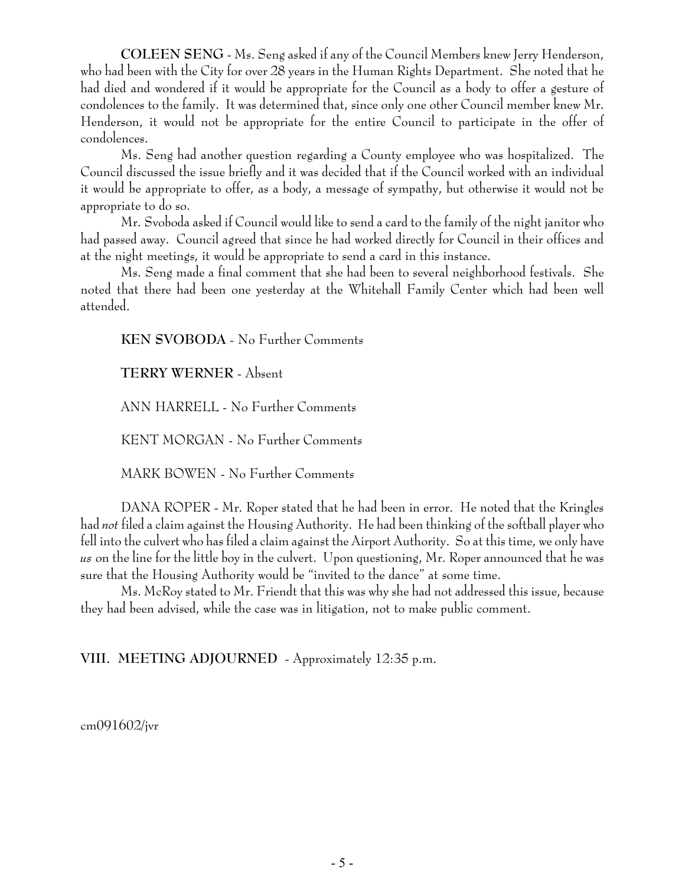**COLEEN SENG** - Ms. Seng asked if any of the Council Members knew Jerry Henderson, who had been with the City for over 28 years in the Human Rights Department. She noted that he had died and wondered if it would be appropriate for the Council as a body to offer a gesture of condolences to the family. It was determined that, since only one other Council member knew Mr. Henderson, it would not be appropriate for the entire Council to participate in the offer of condolences.

Ms. Seng had another question regarding a County employee who was hospitalized. The Council discussed the issue briefly and it was decided that if the Council worked with an individual it would be appropriate to offer, as a body, a message of sympathy, but otherwise it would not be appropriate to do so.

Mr. Svoboda asked if Council would like to send a card to the family of the night janitor who had passed away. Council agreed that since he had worked directly for Council in their offices and at the night meetings, it would be appropriate to send a card in this instance.

Ms. Seng made a final comment that she had been to several neighborhood festivals. She noted that there had been one yesterday at the Whitehall Family Center which had been well attended.

**KEN SVOBODA** - No Further Comments

**TERRY WERNER** - Absent

ANN HARRELL - No Further Comments

KENT MORGAN - No Further Comments

MARK BOWEN - No Further Comments

DANA ROPER - Mr. Roper stated that he had been in error. He noted that the Kringles had *not* filed a claim against the Housing Authority. He had been thinking of the softball player who fell into the culvert who has filed a claim against the Airport Authority. So at this time, we only have *us* on the line for the little boy in the culvert. Upon questioning, Mr. Roper announced that he was sure that the Housing Authority would be "invited to the dance" at some time.

Ms. McRoy stated to Mr. Friendt that this was why she had not addressed this issue, because they had been advised, while the case was in litigation, not to make public comment.

**VIII. MEETING ADJOURNED** - Approximately 12:35 p.m.

cm091602/jvr